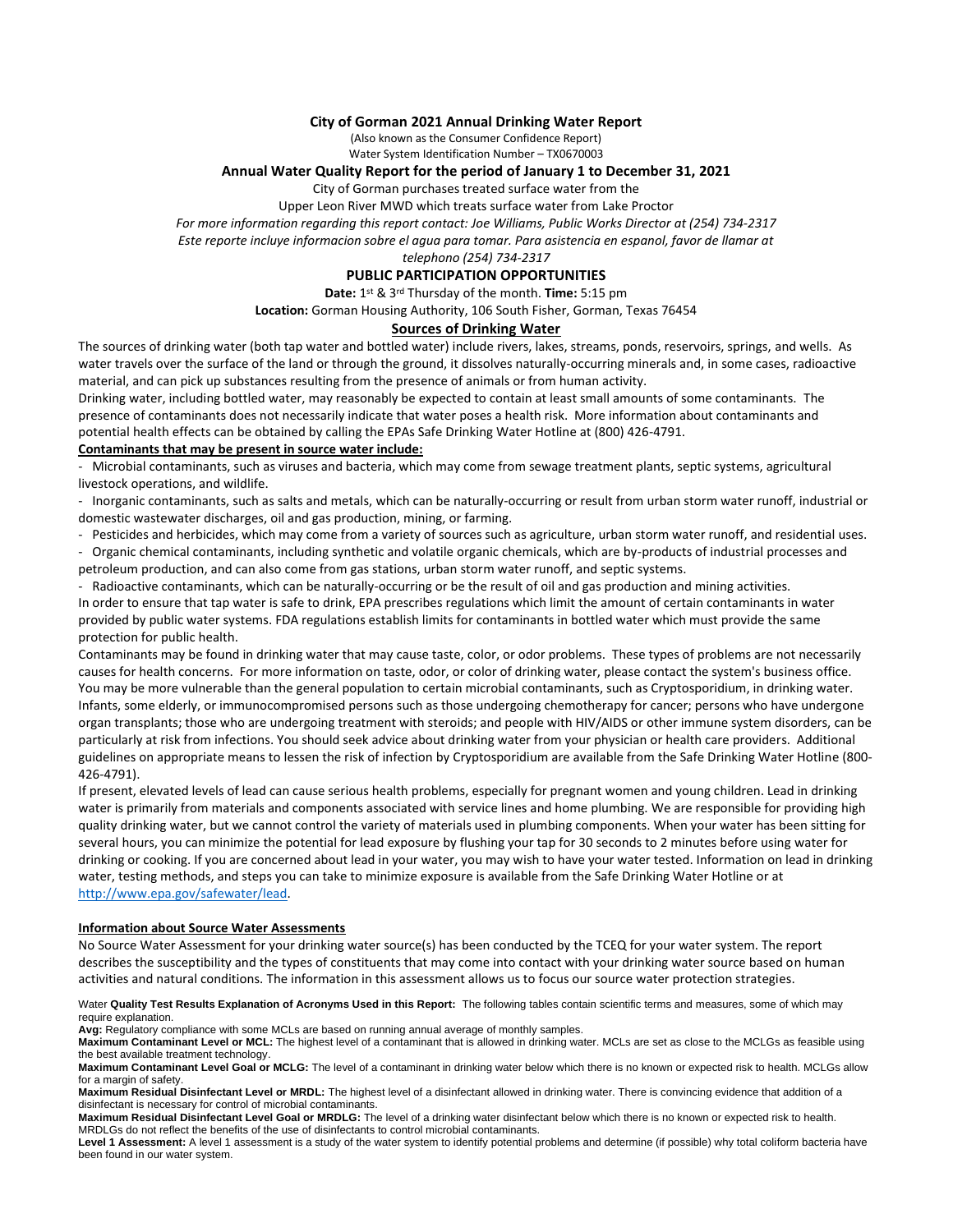# City of Gorman 2021 Annual Drinking Water Report

(Also known as the Consumer Confidence Report)

Water System Identification Number – TX0670003

## Annual Water Quality Report for the period of January 1 to December 31, 2021

City of Gorman purchases treated surface water from the

Upper Leon River MWD which treats surface water from Lake Proctor

*For more information regarding this report contact: Joe Williams, Public Works Director at (254) 734-2317*

*Este reporte incluye informacion sobre el agua para tomar. Para asistencia en espanol, favor de llamar at telephono (254) 734-2317*

## PUBLIC PARTICIPATION OPPORTUNITIES

**Date:** 1st & 3rd Thursday of the month. **Time:** 5:15 pm

**Location:** Gorman Housing Authority, 106 South Fisher, Gorman, Texas 76454

## Sources of Drinking Water

The sources of drinking water (both tap water and bottled water) include rivers, lakes, streams, ponds, reservoirs, springs, and wells. As water travels over the surface of the land or through the ground, it dissolves naturally-occurring minerals and, in some cases, radioactive material, and can pick up substances resulting from the presence of animals or from human activity.

Drinking water, including bottled water, may reasonably be expected to contain at least small amounts of some contaminants. The presence of contaminants does not necessarily indicate that water poses a health risk. More information about contaminants and potential health effects can be obtained by calling the EPAs Safe Drinking Water Hotline at (800) 426-4791.

**Contaminants that may be present in source water include:**

- Microbial contaminants, such as viruses and bacteria, which may come from sewage treatment plants, septic systems, agricultural livestock operations, and wildlife.
- Inorganic contaminants, such as salts and metals, which can be naturally-occurring or result from urban storm water runoff, industrial or domestic wastewater discharges, oil and gas production, mining, or farming.
- Pesticides and herbicides, which may come from a variety of sources such as agriculture, urban storm water runoff, and residential uses.
- Organic chemical contaminants, including synthetic and volatile organic chemicals, which are by-products of industrial processes and petroleum production, and can also come from gas stations, urban storm water runoff, and septic systems.
- Radioactive contaminants, which can be naturally-occurring or be the result of oil and gas production and mining activities.

In order to ensure that tap water is safe to drink, EPA prescribes regulations which limit the amount of certain contaminants in water provided by public water systems. FDA regulations establish limits for contaminants in bottled water which must provide the same protection for public health.

Contaminants may be found in drinking water that may cause taste, color, or odor problems. These types of problems are not necessarily causes for health concerns. For more information on taste, odor, or color of drinking water, please contact the system's business office.

You may be more vulnerable than the general population to certain microbial contaminants, such as Cryptosporidium, in drinking water. Infants, some elderly, or immunocompromised persons such as those undergoing chemotherapy for cancer; persons who have undergone organ transplants; those who are undergoing treatment with steroids; and people with HIV/AIDS or other immune system disorders, can be particularly at risk from infections. You should seek advice about drinking water from your physician or health care providers. Additional guidelines on appropriate means to lessen the risk of infection by Cryptosporidium are available from the Safe Drinking Water Hotline (800-426-4791).

If present, elevated levels of lead can cause serious health problems, especially for pregnant women and young children. Lead in drinking water is primarily from materials and components associated with service lines and home plumbing. We are responsible for providing high quality drinking water, but we cannot control the variety of materials used in plumbing components. When your water has been sitting for several hours, you can minimize the potential for lead exposure by flushing your tap for 30 seconds to 2 minutes before using water for drinking or cooking. If you are concerned about lead in your water, you may wish to have your water tested. Information on lead in drinking water, testing methods, and steps you can take to minimize exposure is available from the Safe Drinking Water Hotline or at http://www.epa.gov/safewater/lead.

**Information about Source Water Assessments**

No Source Water Assessment for your drinking water source(s) has been conducted by the TCEQ for your water system. The report describes the susceptibility and the types of constituents that may come into contact with your drinking water source based on human activities and natural conditions. The information in this assessment allows us to focus our source water protection strategies.

Water **Quality Test Results Explanation of Acronyms Used in this Report:** The following tables contain scientific terms and measures, some of which may require explanation.

**Avg:** Regulatory compliance with some MCLs are based on running annual average of monthly samples.

**Maximum Contaminant Level or MCL:** The highest level of a contaminant that is allowed in drinking water. MCLs are set as close to the MCLGs as feasible using the best available treatment technology.

**Maximum Contaminant Level Goal or MCLG:** The level of a contaminant in drinking water below which there is no known or expected risk to health. MCLGs allow for a margin of safety.

**Maximum Residual Disinfectant Level or MRDL:** The highest level of a disinfectant allowed in drinking water. There is convincing evidence that addition of a disinfectant is necessary for control of microbial contaminants.

**Maximum Residual Disinfectant Level Goal or MRDLG:** The level of a drinking water disinfectant below which there is no known or expected risk to health. MRDLGs do not reflect the benefits of the use of disinfectants to control microbial contaminants.

**Level 1 Assessment:** A level 1 assessment is a study of the water system to identify potential problems and determine (if possible) why total coliform bacteria have been found in our water system.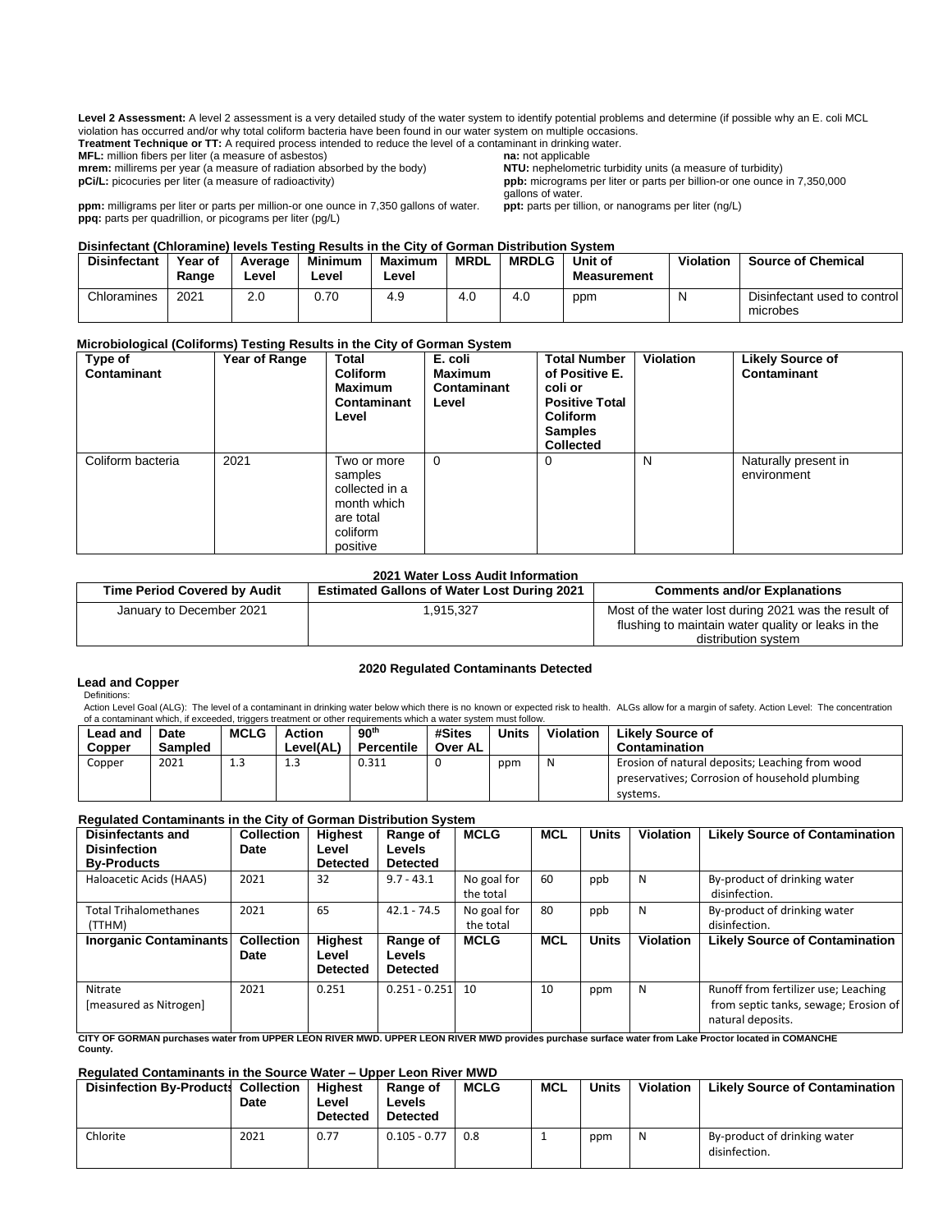**Level 2 Assessment:** A level 2 assessment is a very detailed study of the water system to identify potential problems and determine (if possible why an E. coli MCL violation has occurred and/or why total coliform bacteria have been found in our water system on multiple occasions.

**Treatment Technique or TT:** A required process intended to reduce the level of a contaminant in drinking water.

**MFL:** million fibers per liter (a measure of asbestos)

**mrem:** millirems per year (a measure of radiation absorbed by the body)

**pCi/L:** picocuries per liter (a measure of radioactivity)

**ppm:** milligrams per liter or parts per million-or one ounce in 7,350 gallons of water.

**ppq:** parts per quadrillion, or picograms per liter (pg/L)

**na:** not applicable

**NTU:** nephelometric turbidity units (a measure of turbidity)

**ppb:** micrograms per liter or parts per billion-or one ounce in 7,350,000 gallons of water.

**ppt:** parts per tillion, or nanograms per liter (ng/L)

**Disinfectant (Chloramine) levels Testing Results in the City of Gorman Distribution System**

| Disinfectant | Year of Range | Average Level | Minimum Level | Maximum Level | MRDL | MRDLG | Unit of Measurement | Violation | Source of Chemical |
|---|---|---|---|---|---|---|---|---|---|
| Chloramines | 2021 | 2.0 | 0.70 | 4.9 | 4.0 | 4.0 | ppm | N | Disinfectant used to control microbes |

**Microbiological (Coliforms) Testing Results in the City of Gorman System**

| Type of Contaminant | Year of Range | Total Coliform Maximum Contaminant Level | E. coli Maximum Contaminant Level | Total Number of Positive E. coli or Positive Total Coliform Samples Collected | Violation | Likely Source of Contaminant |
|---|---|---|---|---|---|---|
| Coliform bacteria | 2021 | Two or more samples collected in a month which are total coliform positive | 0 | 0 | N | Naturally present in environment |

**2021 Water Loss Audit Information**

| Time Period Covered by Audit | Estimated Gallons of Water Lost During 2021 | Comments and/or Explanations |
|---|---|---|
| January to December 2021 | 1,915,327 | Most of the water lost during 2021 was the result of flushing to maintain water quality or leaks in the distribution system |

**2020 Regulated Contaminants Detected**

**Lead and Copper**

Definitions:

Action Level Goal (ALG): The level of a contaminant in drinking water below which there is no known or expected risk to health. ALGs allow for a margin of safety. Action Level: The concentration of a contaminant which, if exceeded, triggers treatment or other requirements which a water system must follow.

| Lead and Copper | Date Sampled | MCLG | Action Level(AL) | 90th Percentile | #Sites Over AL | Units | Violation | Likely Source of Contamination |
|---|---|---|---|---|---|---|---|---|
| Copper | 2021 | 1.3 | 1.3 | 0.311 | 0 | ppm | N | Erosion of natural deposits; Leaching from wood preservatives; Corrosion of household plumbing systems. |

**Regulated Contaminants in the City of Gorman Distribution System**

| Disinfectants and Disinfection By-Products | Collection Date | Highest Level Detected | Range of Levels Detected | MCLG | MCL | Units | Violation | Likely Source of Contamination |
|---|---|---|---|---|---|---|---|---|
| Haloacetic Acids (HAA5) | 2021 | 32 | 9.7 - 43.1 | No goal for the total | 60 | ppb | N | By-product of drinking water disinfection. |
| Total Trihalomethanes (TTHM) | 2021 | 65 | 42.1 - 74.5 | No goal for the total | 80 | ppb | N | By-product of drinking water disinfection. |
| **Inorganic Contaminants** | **Collection Date** | **Highest Level Detected** | **Range of Levels Detected** | **MCLG** | **MCL** | **Units** | **Violation** | **Likely Source of Contamination** |
| Nitrate [measured as Nitrogen] | 2021 | 0.251 | 0.251 - 0.251 | 10 | 10 | ppm | N | Runoff from fertilizer use; Leaching from septic tanks, sewage; Erosion of natural deposits. |

**CITY OF GORMAN purchases water from UPPER LEON RIVER MWD. UPPER LEON RIVER MWD provides purchase surface water from Lake Proctor located in COMANCHE County.**

**Regulated Contaminants in the Source Water – Upper Leon River MWD**

| Disinfection By-Products | Collection Date | Highest Level Detected | Range of Levels Detected | MCLG | MCL | Units | Violation | Likely Source of Contamination |
|---|---|---|---|---|---|---|---|---|
| Chlorite | 2021 | 0.77 | 0.105 - 0.77 | 0.8 | 1 | ppm | N | By-product of drinking water disinfection. |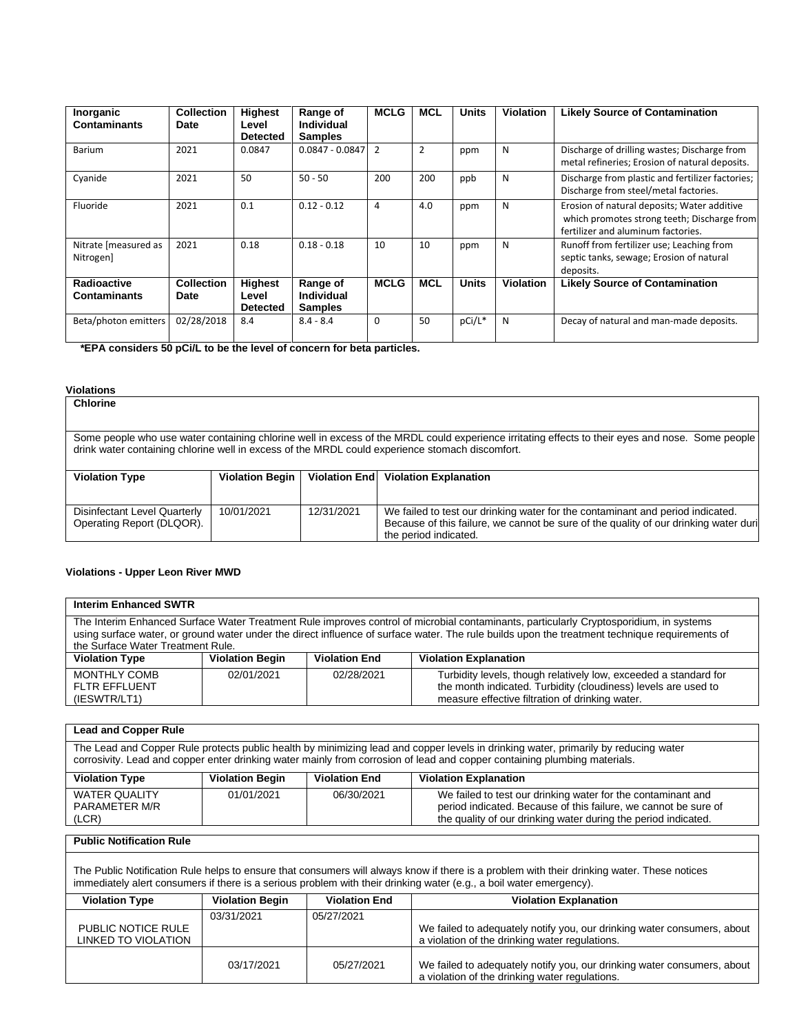| Inorganic Contaminants | Collection Date | Highest Level Detected | Range of Individual Samples | MCLG | MCL | Units | Violation | Likely Source of Contamination |
|---|---|---|---|---|---|---|---|---|
| Barium | 2021 | 0.0847 | 0.0847 - 0.0847 | 2 | 2 | ppm | N | Discharge of drilling wastes; Discharge from metal refineries; Erosion of natural deposits. |
| Cyanide | 2021 | 50 | 50 - 50 | 200 | 200 | ppb | N | Discharge from plastic and fertilizer factories; Discharge from steel/metal factories. |
| Fluoride | 2021 | 0.1 | 0.12 - 0.12 | 4 | 4.0 | ppm | N | Erosion of natural deposits; Water additive which promotes strong teeth; Discharge from fertilizer and aluminum factories. |
| Nitrate [measured as Nitrogen] | 2021 | 0.18 | 0.18 - 0.18 | 10 | 10 | ppm | N | Runoff from fertilizer use; Leaching from septic tanks, sewage; Erosion of natural deposits. |
| **Radioactive Contaminants** | **Collection Date** | **Highest Level Detected** | **Range of Individual Samples** | **MCLG** | **MCL** | **Units** | **Violation** | **Likely Source of Contamination** |
| Beta/photon emitters | 02/28/2018 | 8.4 | 8.4 - 8.4 | 0 | 50 | pCi/L* | N | Decay of natural and man-made deposits. |

**\*EPA considers 50 pCi/L to be the level of concern for beta particles.**

### Violations

**Chlorine**

Some people who use water containing chlorine well in excess of the MRDL could experience irritating effects to their eyes and nose. Some people drink water containing chlorine well in excess of the MRDL could experience stomach discomfort.

| Violation Type | Violation Begin | Violation End | Violation Explanation |
|---|---|---|---|
| Disinfectant Level Quarterly Operating Report (DLQOR). | 10/01/2021 | 12/31/2021 | We failed to test our drinking water for the contaminant and period indicated. Because of this failure, we cannot be sure of the quality of our drinking water duri the period indicated. |

### Violations - Upper Leon River MWD

**Interim Enhanced SWTR**

The Interim Enhanced Surface Water Treatment Rule improves control of microbial contaminants, particularly Cryptosporidium, in systems using surface water, or ground water under the direct influence of surface water. The rule builds upon the treatment technique requirements of the Surface Water Treatment Rule.

| Violation Type | Violation Begin | Violation End | Violation Explanation |
|---|---|---|---|
| MONTHLY COMB FLTR EFFLUENT (IESWTR/LT1) | 02/01/2021 | 02/28/2021 | Turbidity levels, though relatively low, exceeded a standard for the month indicated. Turbidity (cloudiness) levels are used to measure effective filtration of drinking water. |

**Lead and Copper Rule**

The Lead and Copper Rule protects public health by minimizing lead and copper levels in drinking water, primarily by reducing water corrosivity. Lead and copper enter drinking water mainly from corrosion of lead and copper containing plumbing materials.

| Violation Type | Violation Begin | Violation End | Violation Explanation |
|---|---|---|---|
| WATER QUALITY PARAMETER M/R (LCR) | 01/01/2021 | 06/30/2021 | We failed to test our drinking water for the contaminant and period indicated. Because of this failure, we cannot be sure of the quality of our drinking water during the period indicated. |

**Public Notification Rule**

The Public Notification Rule helps to ensure that consumers will always know if there is a problem with their drinking water. These notices immediately alert consumers if there is a serious problem with their drinking water (e.g., a boil water emergency).

| Violation Type | Violation Begin | Violation End | Violation Explanation |
|---|---|---|---|
| PUBLIC NOTICE RULE LINKED TO VIOLATION | 03/31/2021 | 05/27/2021 | We failed to adequately notify you, our drinking water consumers, about a violation of the drinking water regulations. |
| | 03/17/2021 | 05/27/2021 | We failed to adequately notify you, our drinking water consumers, about a violation of the drinking water regulations. |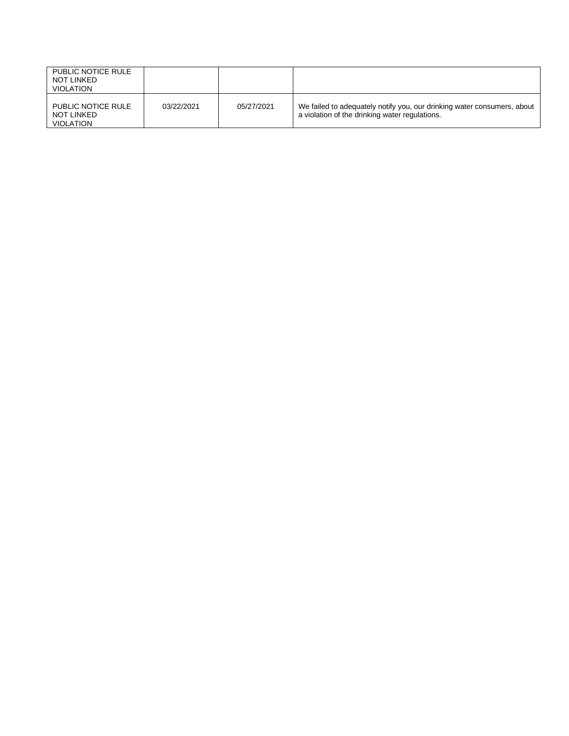| | | | |
|---|---|---|---|
| PUBLIC NOTICE RULE NOT LINKED VIOLATION | | | |
| PUBLIC NOTICE RULE NOT LINKED VIOLATION | 03/22/2021 | 05/27/2021 | We failed to adequately notify you, our drinking water consumers, about a violation of the drinking water regulations. |